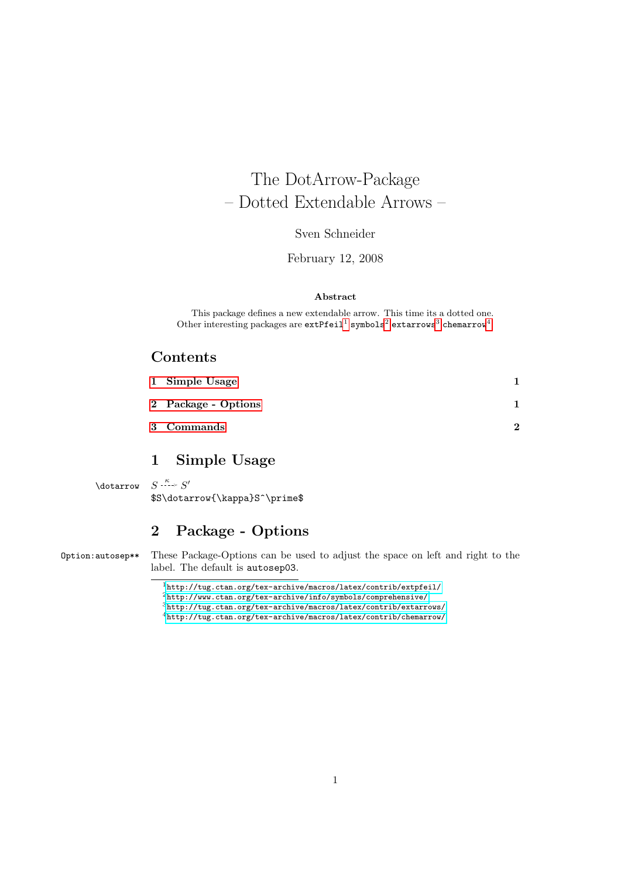# The DotArrow-Package
– Dotted Extendable Arrows –

Sven Schneider

February 12, 2008

**Abstract**

This package defines a new extendable arrow. This time its a dotted one. Other interesting packages are `extPfeil`[1] `symbols`[2] `extarrows`[3] `chemarrow`[4]

## Contents

1 Simple Usage ..... 1

2 Package - Options ..... 1

3 Commands ..... 2

## 1 Simple Usage

`\dotarrow` $S \overset{\kappa}{\dashrightarrow} S'$

`$S\dotarrow{\kappa}S^\prime$`

## 2 Package - Options

`Option:autosep**` These Package-Options can be used to adjust the space on left and right to the label. The default is `autosep03`.

[1] http://tug.ctan.org/tex-archive/macros/latex/contrib/extpfeil/

[2] http://www.ctan.org/tex-archive/info/symbols/comprehensive/

[3] http://tug.ctan.org/tex-archive/macros/latex/contrib/extarrows/

[4] http://tug.ctan.org/tex-archive/macros/latex/contrib/chemarrow/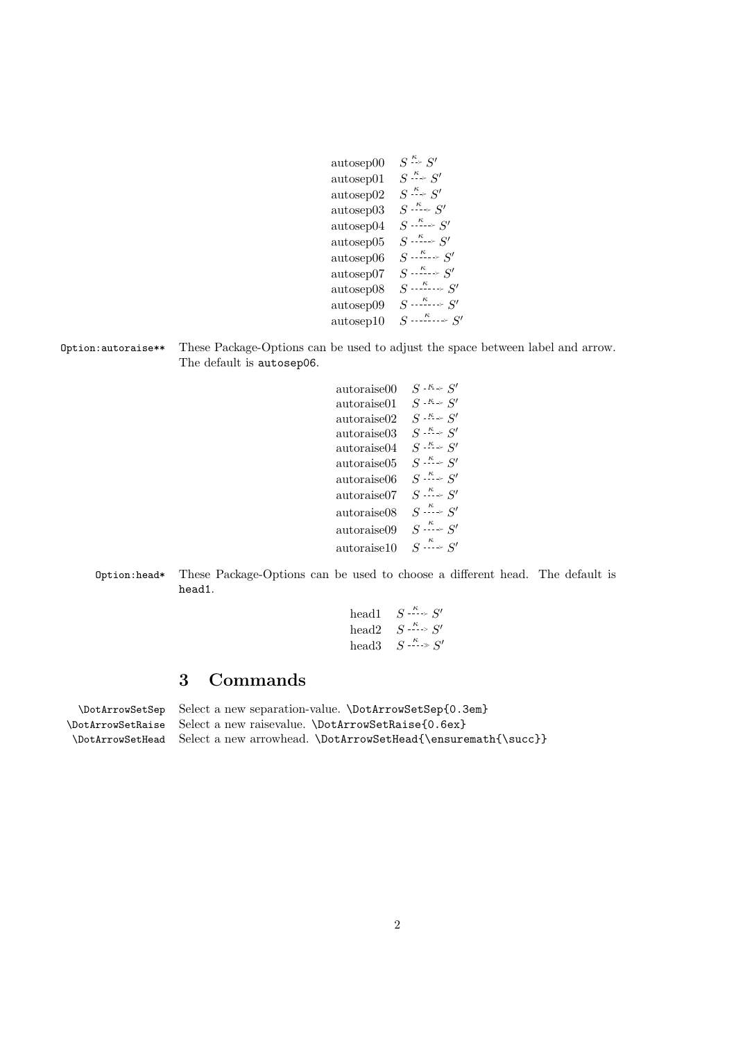| | |
|---|---|
| autosep00 | $S \overset{\kappa}{\dashrightarrow} S'$ |
| autosep01 | $S \overset{\kappa}{\dashrightarrow} S'$ |
| autosep02 | $S \overset{\kappa}{\dashrightarrow} S'$ |
| autosep03 | $S \overset{\kappa}{\dashrightarrow} S'$ |
| autosep04 | $S \overset{\kappa}{\dashrightarrow} S'$ |
| autosep05 | $S \overset{\kappa}{\dashrightarrow} S'$ |
| autosep06 | $S \overset{\kappa}{\dashrightarrow} S'$ |
| autosep07 | $S \overset{\kappa}{\dashrightarrow} S'$ |
| autosep08 | $S \overset{\kappa}{\dashrightarrow} S'$ |
| autosep09 | $S \overset{\kappa}{\dashrightarrow} S'$ |
| autosep10 | $S \overset{\kappa}{\dashrightarrow} S'$ |

`Option:autoraise**` These Package-Options can be used to adjust the space between label and arrow. The default is `autosep06`.

| | |
|---|---|
| autoraise00 | $S \overset{\kappa}{\dashrightarrow} S'$ |
| autoraise01 | $S \overset{\kappa}{\dashrightarrow} S'$ |
| autoraise02 | $S \overset{\kappa}{\dashrightarrow} S'$ |
| autoraise03 | $S \overset{\kappa}{\dashrightarrow} S'$ |
| autoraise04 | $S \overset{\kappa}{\dashrightarrow} S'$ |
| autoraise05 | $S \overset{\kappa}{\dashrightarrow} S'$ |
| autoraise06 | $S \overset{\kappa}{\dashrightarrow} S'$ |
| autoraise07 | $S \overset{\kappa}{\dashrightarrow} S'$ |
| autoraise08 | $S \overset{\kappa}{\dashrightarrow} S'$ |
| autoraise09 | $S \overset{\kappa}{\dashrightarrow} S'$ |
| autoraise10 | $S \overset{\kappa}{\dashrightarrow} S'$ |

`Option:head*` These Package-Options can be used to choose a different head. The default is `head1`.

| | |
|---|---|
| head1 | $S \overset{\kappa}{\dashrightarrow} S'$ |
| head2 | $S \overset{\kappa}{\dashrightarrow} S'$ |
| head3 | $S \overset{\kappa}{\dashrightarrow} S'$ |

## 3 Commands

`\DotArrowSetSep` Select a new separation-value. `\DotArrowSetSep{0.3em}`

`\DotArrowSetRaise` Select a new raisevalue. `\DotArrowSetRaise{0.6ex}`

`\DotArrowSetHead` Select a new arrowhead. `\DotArrowSetHead{\ensuremath{\succ}}`